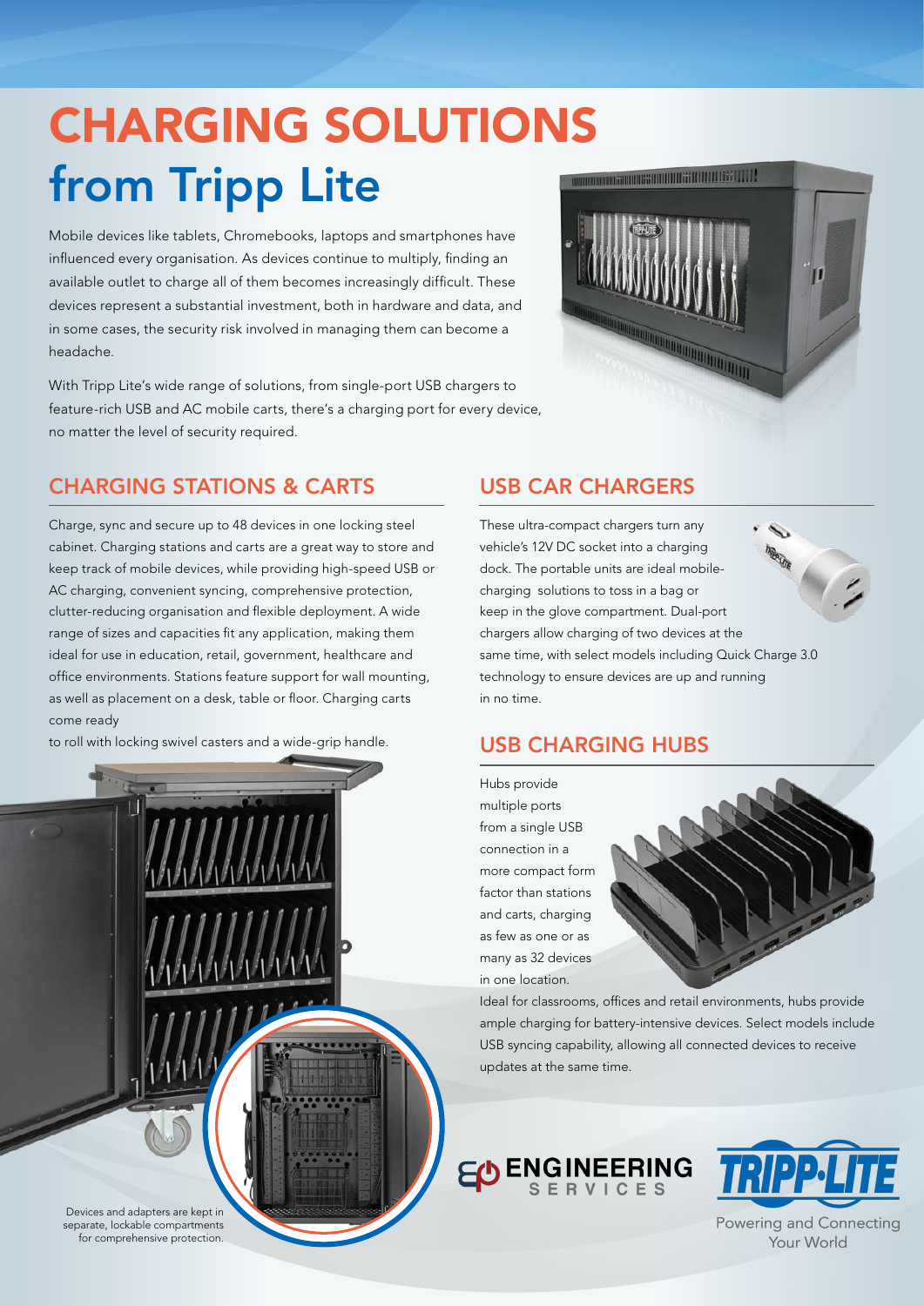# CHARGING SOLUTIONS from Tripp Lite

Mobile devices like tablets, Chromebooks, laptops and smartphones have influenced every organisation. As devices continue to multiply, finding an available outlet to charge all of them becomes increasingly difficult. These devices represent a substantial investment, both in hardware and data, and in some cases, the security risk involved in managing them can become a headache.

With Tripp Lite's wide range of solutions, from single-port USB chargers to feature-rich USB and AC mobile carts, there's a charging port for every device, no matter the level of security required.

## CHARGING STATIONS & CARTS

Charge, sync and secure up to 48 devices in one locking steel cabinet. Charging stations and carts are a great way to store and keep track of mobile devices, while providing high-speed USB or AC charging, convenient syncing, comprehensive protection, clutter-reducing organisation and flexible deployment. A wide range of sizes and capacities fit any application, making them ideal for use in education, retail, government, healthcare and office environments. Stations feature support for wall mounting, as well as placement on a desk, table or floor. Charging carts come ready to roll with locking swivel casters and a wide-grip handle.

Devices and adapters are kept in separate, lockable compartments for comprehensive protection.

## USB CAR CHARGERS

These ultra-compact chargers turn any vehicle's 12V DC socket into a charging dock. The portable units are ideal mobile-charging solutions to toss in a bag or keep in the glove compartment. Dual-port chargers allow charging of two devices at the same time, with select models including Quick Charge 3.0 technology to ensure devices are up and running in no time.

## USB CHARGING HUBS

Hubs provide multiple ports from a single USB connection in a more compact form factor than stations and carts, charging as few as one or as many as 32 devices in one location.

Ideal for classrooms, offices and retail environments, hubs provide ample charging for battery-intensive devices. Select models include USB syncing capability, allowing all connected devices to receive updates at the same time.

ENGINEERING SERVICES

TRIPP·LITE

Powering and Connecting Your World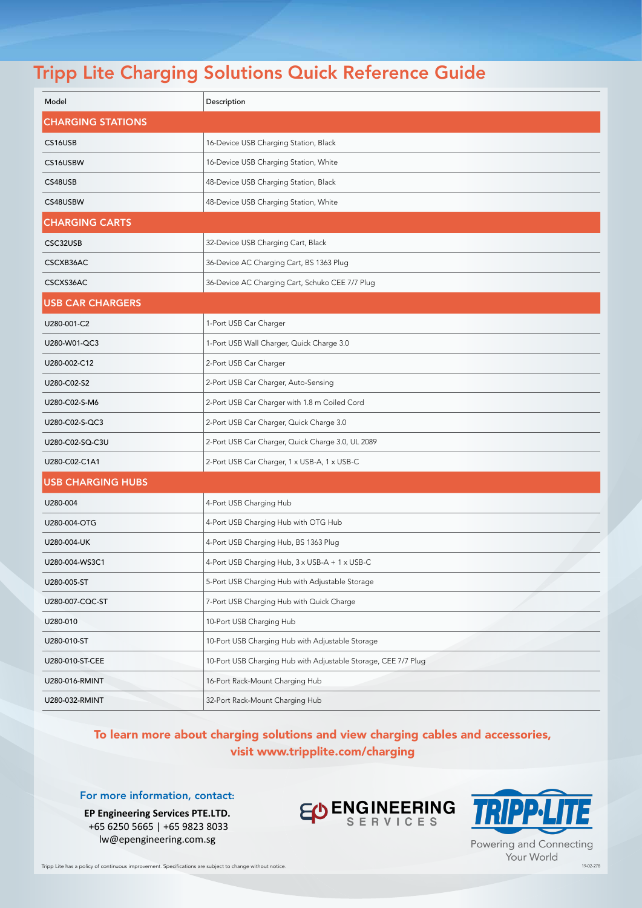# Tripp Lite Charging Solutions Quick Reference Guide

| Model | Description |
|---|---|
| **CHARGING STATIONS** | |
| CS16USB | 16-Device USB Charging Station, Black |
| CS16USBW | 16-Device USB Charging Station, White |
| CS48USB | 48-Device USB Charging Station, Black |
| CS48USBW | 48-Device USB Charging Station, White |
| **CHARGING CARTS** | |
| CSC32USB | 32-Device USB Charging Cart, Black |
| CSCXB36AC | 36-Device AC Charging Cart, BS 1363 Plug |
| CSCXS36AC | 36-Device AC Charging Cart, Schuko CEE 7/7 Plug |
| **USB CAR CHARGERS** | |
| U280-001-C2 | 1-Port USB Car Charger |
| U280-W01-QC3 | 1-Port USB Wall Charger, Quick Charge 3.0 |
| U280-002-C12 | 2-Port USB Car Charger |
| U280-C02-S2 | 2-Port USB Car Charger, Auto-Sensing |
| U280-C02-S-M6 | 2-Port USB Car Charger with 1.8 m Coiled Cord |
| U280-C02-S-QC3 | 2-Port USB Car Charger, Quick Charge 3.0 |
| U280-C02-SQ-C3U | 2-Port USB Car Charger, Quick Charge 3.0, UL 2089 |
| U280-C02-C1A1 | 2-Port USB Car Charger, 1 x USB-A, 1 x USB-C |
| **USB CHARGING HUBS** | |
| U280-004 | 4-Port USB Charging Hub |
| U280-004-OTG | 4-Port USB Charging Hub with OTG Hub |
| U280-004-UK | 4-Port USB Charging Hub, BS 1363 Plug |
| U280-004-WS3C1 | 4-Port USB Charging Hub, 3 x USB-A + 1 x USB-C |
| U280-005-ST | 5-Port USB Charging Hub with Adjustable Storage |
| U280-007-CQC-ST | 7-Port USB Charging Hub with Quick Charge |
| U280-010 | 10-Port USB Charging Hub |
| U280-010-ST | 10-Port USB Charging Hub with Adjustable Storage |
| U280-010-ST-CEE | 10-Port USB Charging Hub with Adjustable Storage, CEE 7/7 Plug |
| U280-016-RMINT | 16-Port Rack-Mount Charging Hub |
| U280-032-RMINT | 32-Port Rack-Mount Charging Hub |

**To learn more about charging solutions and view charging cables and accessories, visit www.tripplite.com/charging**

**For more information, contact:**

**EP Engineering Services PTE.LTD.**
+65 6250 5665 | +65 9823 8033
lw@epengineering.com.sg

ENGINEERING SERVICES

TRIPP·LITE
Powering and Connecting Your World

Tripp Lite has a policy of continuous improvement. Specifications are subject to change without notice.

19-02-278